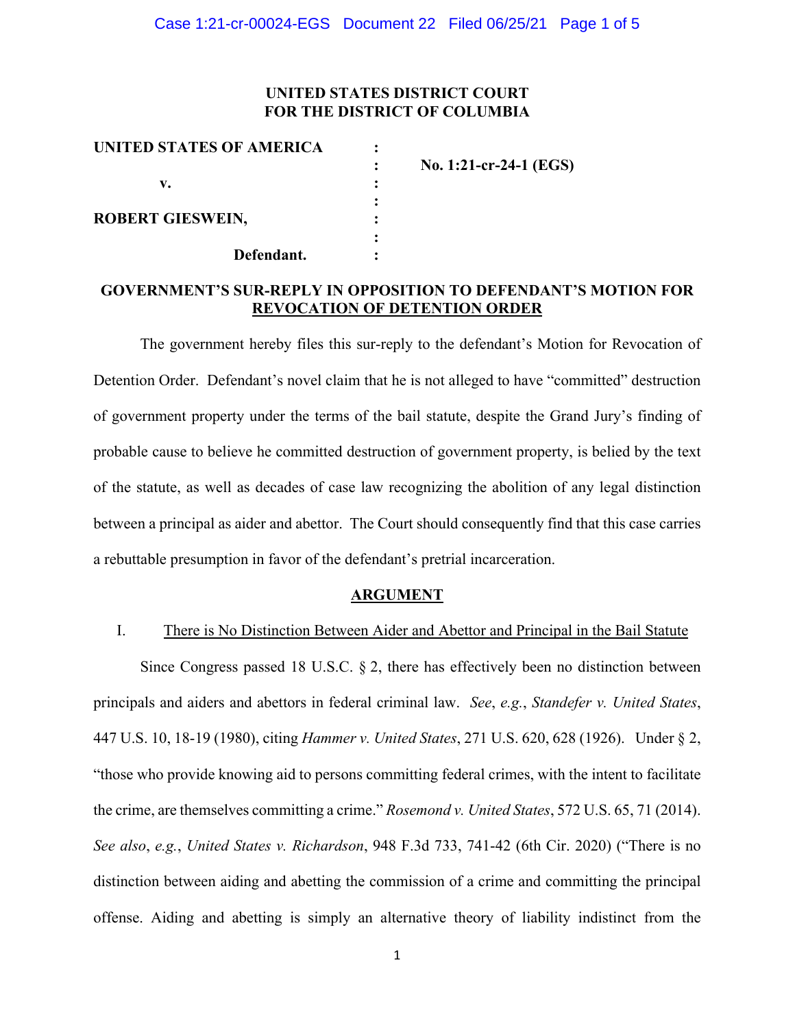**UNITED STATES DISTRICT COURT**
**FOR THE DISTRICT OF COLUMBIA**

| | | |
|---|---|---|
| **UNITED STATES OF AMERICA** | : | |
| | : | **No. 1:21-cr-24-1 (EGS)** |
| **v.** | : | |
| | : | |
| **ROBERT GIESWEIN,** | : | |
| | : | |
| **Defendant.** | : | |

**GOVERNMENT'S SUR-REPLY IN OPPOSITION TO DEFENDANT'S MOTION FOR REVOCATION OF DETENTION ORDER**

The government hereby files this sur-reply to the defendant's Motion for Revocation of Detention Order. Defendant's novel claim that he is not alleged to have "committed" destruction of government property under the terms of the bail statute, despite the Grand Jury's finding of probable cause to believe he committed destruction of government property, is belied by the text of the statute, as well as decades of case law recognizing the abolition of any legal distinction between a principal as aider and abettor. The Court should consequently find that this case carries a rebuttable presumption in favor of the defendant's pretrial incarceration.

**ARGUMENT**

I. There is No Distinction Between Aider and Abettor and Principal in the Bail Statute

Since Congress passed 18 U.S.C. § 2, there has effectively been no distinction between principals and aiders and abettors in federal criminal law. *See*, *e.g.*, *Standefer v. United States*, 447 U.S. 10, 18-19 (1980), citing *Hammer v. United States*, 271 U.S. 620, 628 (1926). Under § 2, "those who provide knowing aid to persons committing federal crimes, with the intent to facilitate the crime, are themselves committing a crime." *Rosemond v. United States*, 572 U.S. 65, 71 (2014). *See also*, *e.g.*, *United States v. Richardson*, 948 F.3d 733, 741-42 (6th Cir. 2020) ("There is no distinction between aiding and abetting the commission of a crime and committing the principal offense. Aiding and abetting is simply an alternative theory of liability indistinct from the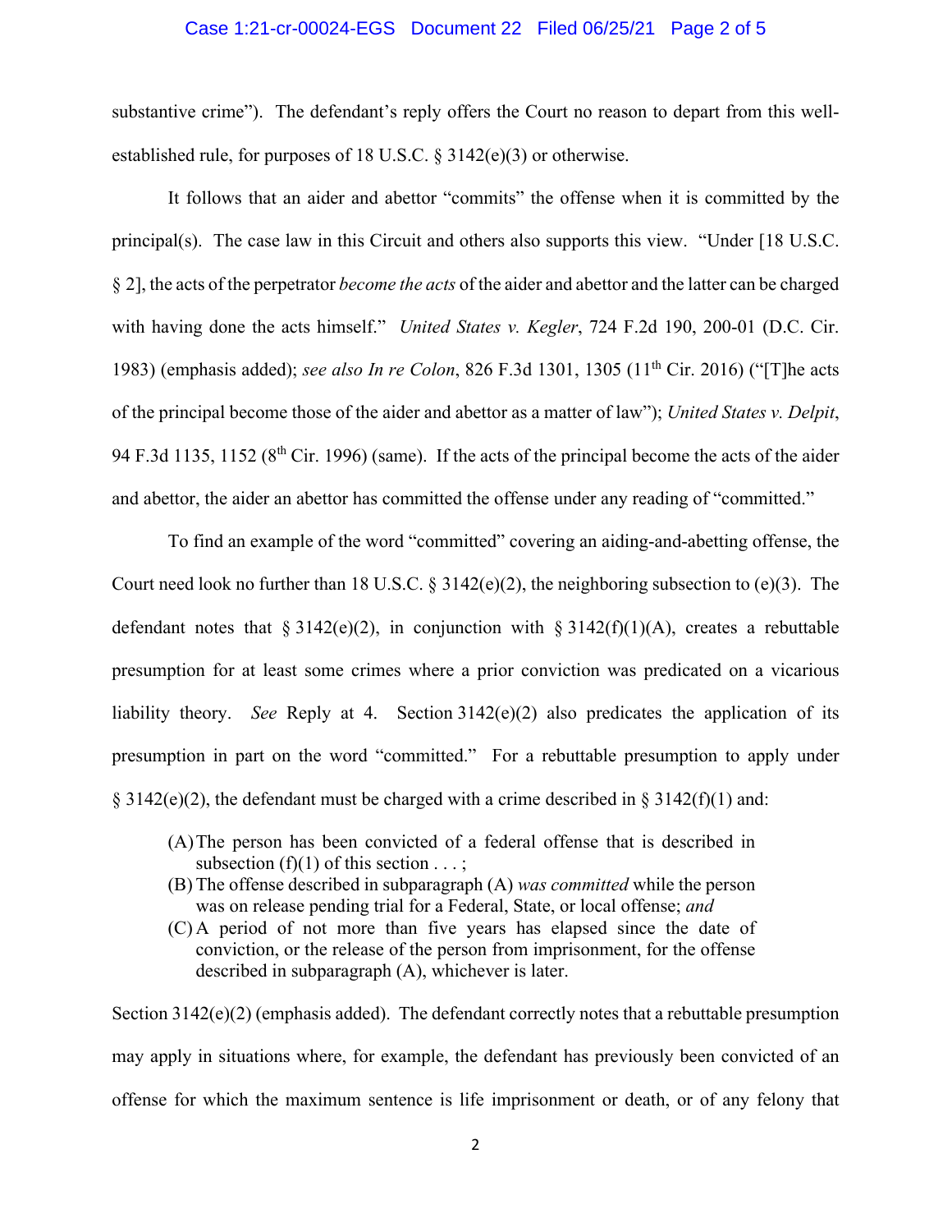substantive crime"). The defendant's reply offers the Court no reason to depart from this well-established rule, for purposes of 18 U.S.C. § 3142(e)(3) or otherwise.

It follows that an aider and abettor "commits" the offense when it is committed by the principal(s). The case law in this Circuit and others also supports this view. "Under [18 U.S.C. § 2], the acts of the perpetrator *become the acts* of the aider and abettor and the latter can be charged with having done the acts himself." *United States v. Kegler*, 724 F.2d 190, 200-01 (D.C. Cir. 1983) (emphasis added); *see also In re Colon*, 826 F.3d 1301, 1305 (11th Cir. 2016) ("[T]he acts of the principal become those of the aider and abettor as a matter of law"); *United States v. Delpit*, 94 F.3d 1135, 1152 (8th Cir. 1996) (same). If the acts of the principal become the acts of the aider and abettor, the aider an abettor has committed the offense under any reading of "committed."

To find an example of the word "committed" covering an aiding-and-abetting offense, the Court need look no further than 18 U.S.C. § 3142(e)(2), the neighboring subsection to (e)(3). The defendant notes that § 3142(e)(2), in conjunction with § 3142(f)(1)(A), creates a rebuttable presumption for at least some crimes where a prior conviction was predicated on a vicarious liability theory. *See* Reply at 4. Section 3142(e)(2) also predicates the application of its presumption in part on the word "committed." For a rebuttable presumption to apply under § 3142(e)(2), the defendant must be charged with a crime described in § 3142(f)(1) and:

> (A) The person has been convicted of a federal offense that is described in subsection (f)(1) of this section . . . ;
> (B) The offense described in subparagraph (A) *was committed* while the person was on release pending trial for a Federal, State, or local offense; *and*
> (C) A period of not more than five years has elapsed since the date of conviction, or the release of the person from imprisonment, for the offense described in subparagraph (A), whichever is later.

Section 3142(e)(2) (emphasis added). The defendant correctly notes that a rebuttable presumption may apply in situations where, for example, the defendant has previously been convicted of an offense for which the maximum sentence is life imprisonment or death, or of any felony that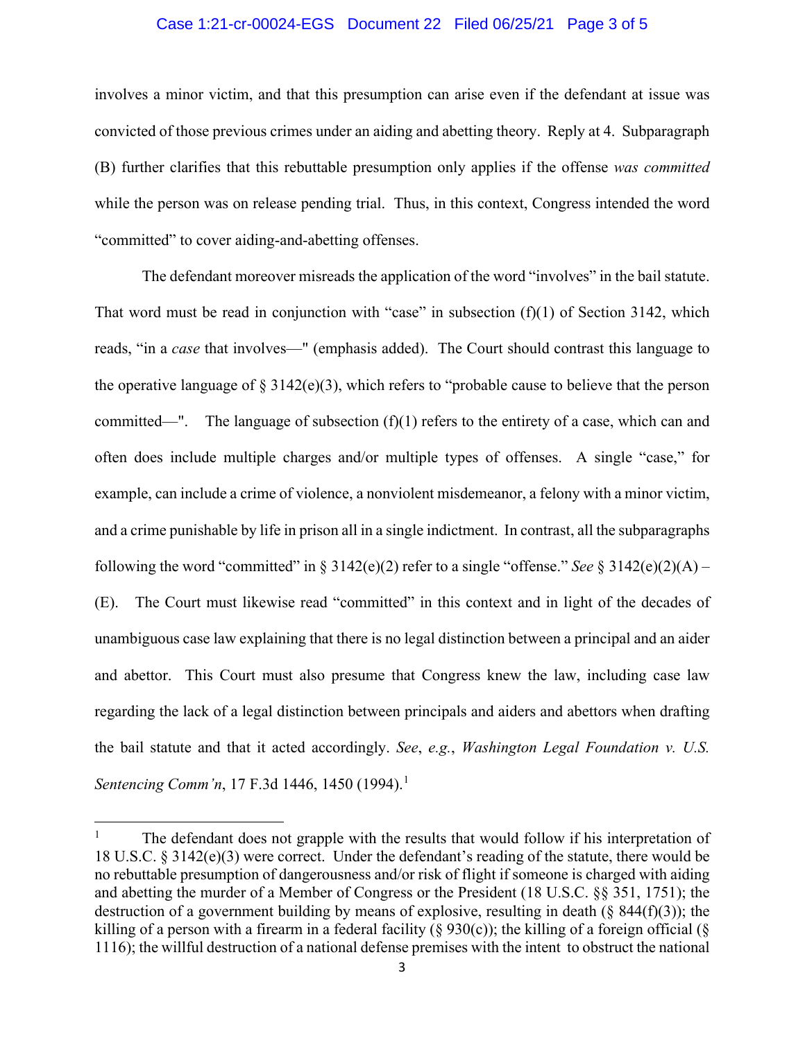involves a minor victim, and that this presumption can arise even if the defendant at issue was convicted of those previous crimes under an aiding and abetting theory. Reply at 4. Subparagraph (B) further clarifies that this rebuttable presumption only applies if the offense *was committed* while the person was on release pending trial. Thus, in this context, Congress intended the word "committed" to cover aiding-and-abetting offenses.

The defendant moreover misreads the application of the word "involves" in the bail statute. That word must be read in conjunction with "case" in subsection (f)(1) of Section 3142, which reads, "in a *case* that involves—" (emphasis added). The Court should contrast this language to the operative language of § 3142(e)(3), which refers to "probable cause to believe that the person committed—". The language of subsection (f)(1) refers to the entirety of a case, which can and often does include multiple charges and/or multiple types of offenses. A single "case," for example, can include a crime of violence, a nonviolent misdemeanor, a felony with a minor victim, and a crime punishable by life in prison all in a single indictment. In contrast, all the subparagraphs following the word "committed" in § 3142(e)(2) refer to a single "offense." *See* § 3142(e)(2)(A) – (E). The Court must likewise read "committed" in this context and in light of the decades of unambiguous case law explaining that there is no legal distinction between a principal and an aider and abettor. This Court must also presume that Congress knew the law, including case law regarding the lack of a legal distinction between principals and aiders and abettors when drafting the bail statute and that it acted accordingly. *See*, *e.g.*, *Washington Legal Foundation v. U.S. Sentencing Comm'n*, 17 F.3d 1446, 1450 (1994).[1]

---

[1] The defendant does not grapple with the results that would follow if his interpretation of 18 U.S.C. § 3142(e)(3) were correct. Under the defendant's reading of the statute, there would be no rebuttable presumption of dangerousness and/or risk of flight if someone is charged with aiding and abetting the murder of a Member of Congress or the President (18 U.S.C. §§ 351, 1751); the destruction of a government building by means of explosive, resulting in death (§ 844(f)(3)); the killing of a person with a firearm in a federal facility (§ 930(c)); the killing of a foreign official (§ 1116); the willful destruction of a national defense premises with the intent to obstruct the national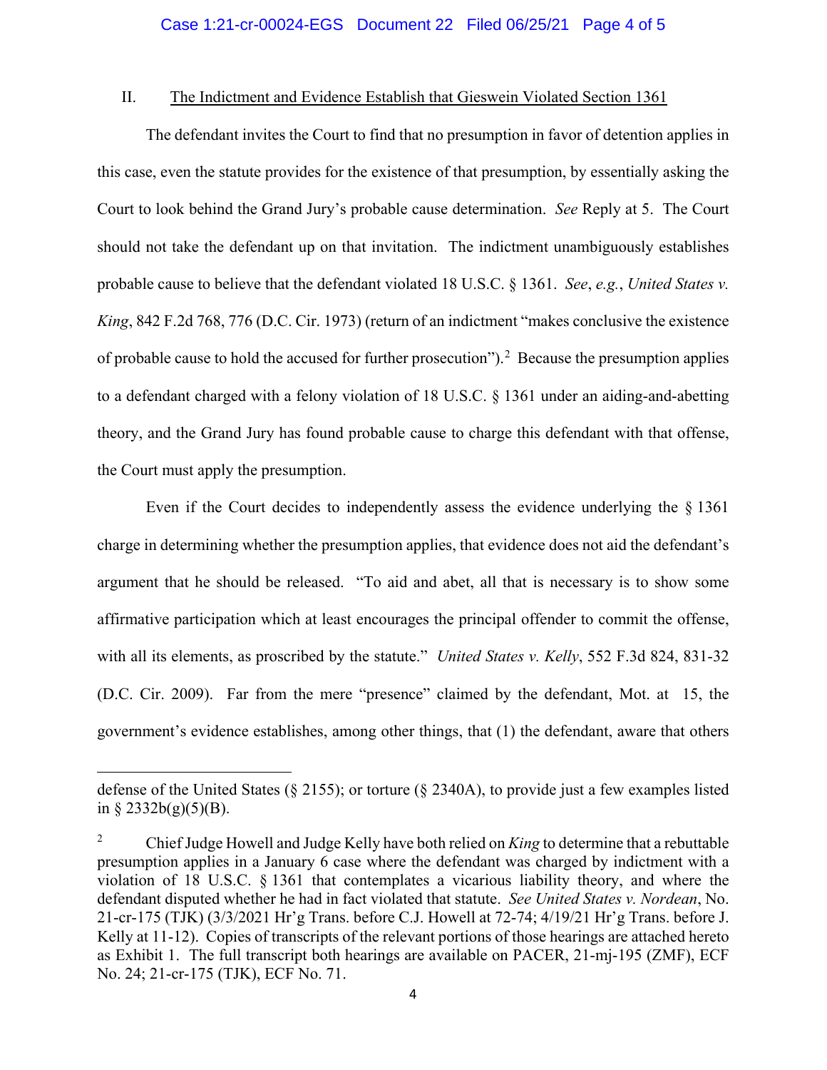II. <u>The Indictment and Evidence Establish that Gieswein Violated Section 1361</u>

The defendant invites the Court to find that no presumption in favor of detention applies in this case, even the statute provides for the existence of that presumption, by essentially asking the Court to look behind the Grand Jury's probable cause determination. *See* Reply at 5. The Court should not take the defendant up on that invitation. The indictment unambiguously establishes probable cause to believe that the defendant violated 18 U.S.C. § 1361. *See*, *e.g.*, *United States v. King*, 842 F.2d 768, 776 (D.C. Cir. 1973) (return of an indictment "makes conclusive the existence of probable cause to hold the accused for further prosecution").[2] Because the presumption applies to a defendant charged with a felony violation of 18 U.S.C. § 1361 under an aiding-and-abetting theory, and the Grand Jury has found probable cause to charge this defendant with that offense, the Court must apply the presumption.

Even if the Court decides to independently assess the evidence underlying the § 1361 charge in determining whether the presumption applies, that evidence does not aid the defendant's argument that he should be released. "To aid and abet, all that is necessary is to show some affirmative participation which at least encourages the principal offender to commit the offense, with all its elements, as proscribed by the statute." *United States v. Kelly*, 552 F.3d 824, 831-32 (D.C. Cir. 2009). Far from the mere "presence" claimed by the defendant, Mot. at 15, the government's evidence establishes, among other things, that (1) the defendant, aware that others

---

defense of the United States (§ 2155); or torture (§ 2340A), to provide just a few examples listed in § 2332b(g)(5)(B).

[2] Chief Judge Howell and Judge Kelly have both relied on *King* to determine that a rebuttable presumption applies in a January 6 case where the defendant was charged by indictment with a violation of 18 U.S.C. § 1361 that contemplates a vicarious liability theory, and where the defendant disputed whether he had in fact violated that statute. *See United States v. Nordean*, No. 21-cr-175 (TJK) (3/3/2021 Hr'g Trans. before C.J. Howell at 72-74; 4/19/21 Hr'g Trans. before J. Kelly at 11-12). Copies of transcripts of the relevant portions of those hearings are attached hereto as Exhibit 1. The full transcript both hearings are available on PACER, 21-mj-195 (ZMF), ECF No. 24; 21-cr-175 (TJK), ECF No. 71.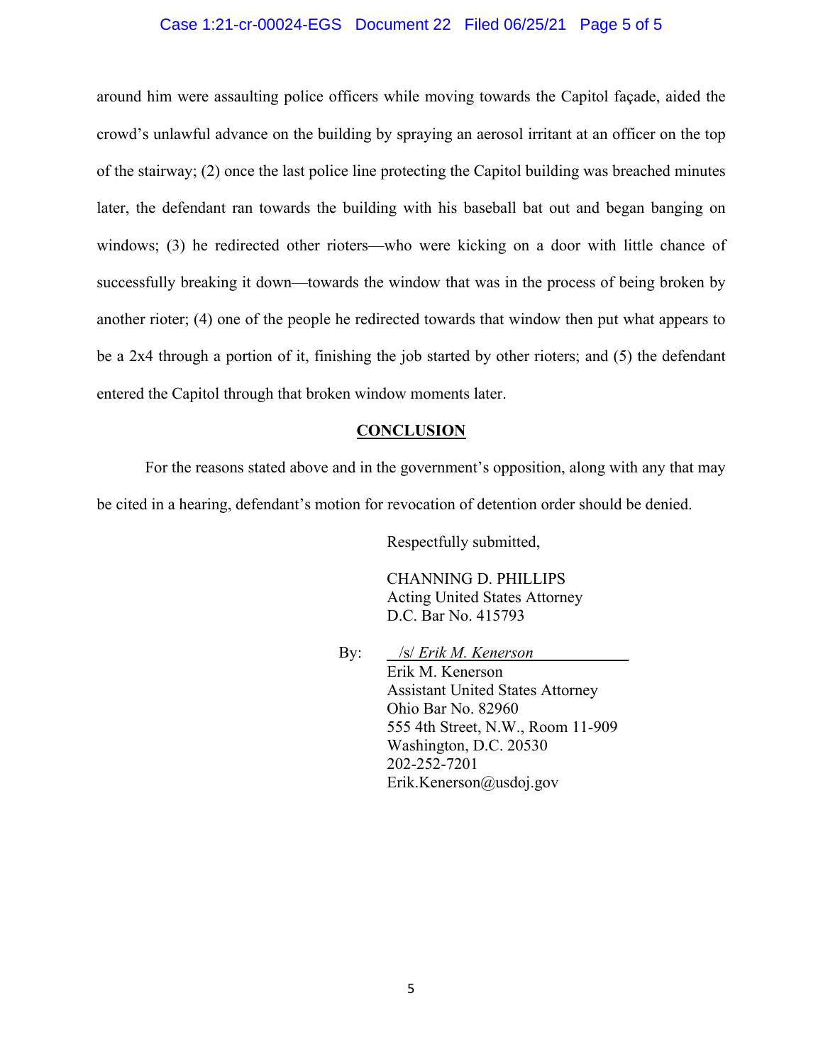around him were assaulting police officers while moving towards the Capitol façade, aided the crowd's unlawful advance on the building by spraying an aerosol irritant at an officer on the top of the stairway; (2) once the last police line protecting the Capitol building was breached minutes later, the defendant ran towards the building with his baseball bat out and began banging on windows; (3) he redirected other rioters—who were kicking on a door with little chance of successfully breaking it down—towards the window that was in the process of being broken by another rioter; (4) one of the people he redirected towards that window then put what appears to be a 2x4 through a portion of it, finishing the job started by other rioters; and (5) the defendant entered the Capitol through that broken window moments later.

## CONCLUSION

For the reasons stated above and in the government's opposition, along with any that may be cited in a hearing, defendant's motion for revocation of detention order should be denied.

Respectfully submitted,

CHANNING D. PHILLIPS
Acting United States Attorney
D.C. Bar No. 415793

By: /s/ *Erik M. Kenerson*
Erik M. Kenerson
Assistant United States Attorney
Ohio Bar No. 82960
555 4th Street, N.W., Room 11-909
Washington, D.C. 20530
202-252-7201
Erik.Kenerson@usdoj.gov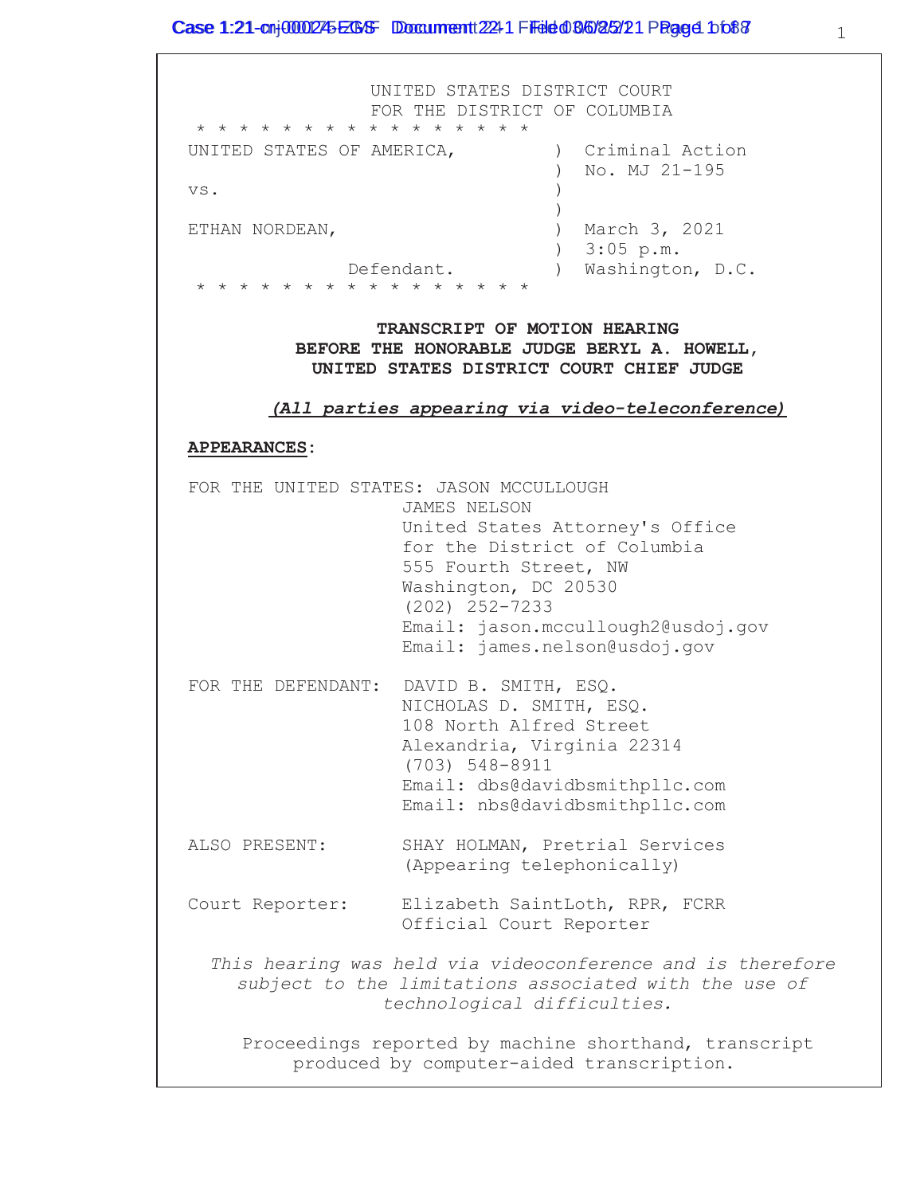UNITED STATES DISTRICT COURT
FOR THE DISTRICT OF COLUMBIA

* * * * * * * * * * * * * * * *

| | | |
|---|---|---|
| UNITED STATES OF AMERICA, | ) | Criminal Action |
| | ) | No. MJ 21-195 |
| vs. | ) | |
| | ) | |
| ETHAN NORDEAN, | ) | March 3, 2021 |
| | ) | 3:05 p.m. |
| Defendant. | ) | Washington, D.C. |

* * * * * * * * * * * * * * * *

**TRANSCRIPT OF MOTION HEARING**
**BEFORE THE HONORABLE JUDGE BERYL A. HOWELL,**
**UNITED STATES DISTRICT COURT CHIEF JUDGE**

***(All parties appearing via video-teleconference)***

**APPEARANCES:**

FOR THE UNITED STATES: JASON MCCULLOUGH
JAMES NELSON
United States Attorney's Office
for the District of Columbia
555 Fourth Street, NW
Washington, DC 20530
(202) 252-7233
Email: jason.mccullough2@usdoj.gov
Email: james.nelson@usdoj.gov

FOR THE DEFENDANT: DAVID B. SMITH, ESQ.
NICHOLAS D. SMITH, ESQ.
108 North Alfred Street
Alexandria, Virginia 22314
(703) 548-8911
Email: dbs@davidbsmithpllc.com
Email: nbs@davidbsmithpllc.com

ALSO PRESENT: SHAY HOLMAN, Pretrial Services
(Appearing telephonically)

Court Reporter: Elizabeth SaintLoth, RPR, FCRR
Official Court Reporter

*This hearing was held via videoconference and is therefore subject to the limitations associated with the use of technological difficulties.*

Proceedings reported by machine shorthand, transcript produced by computer-aided transcription.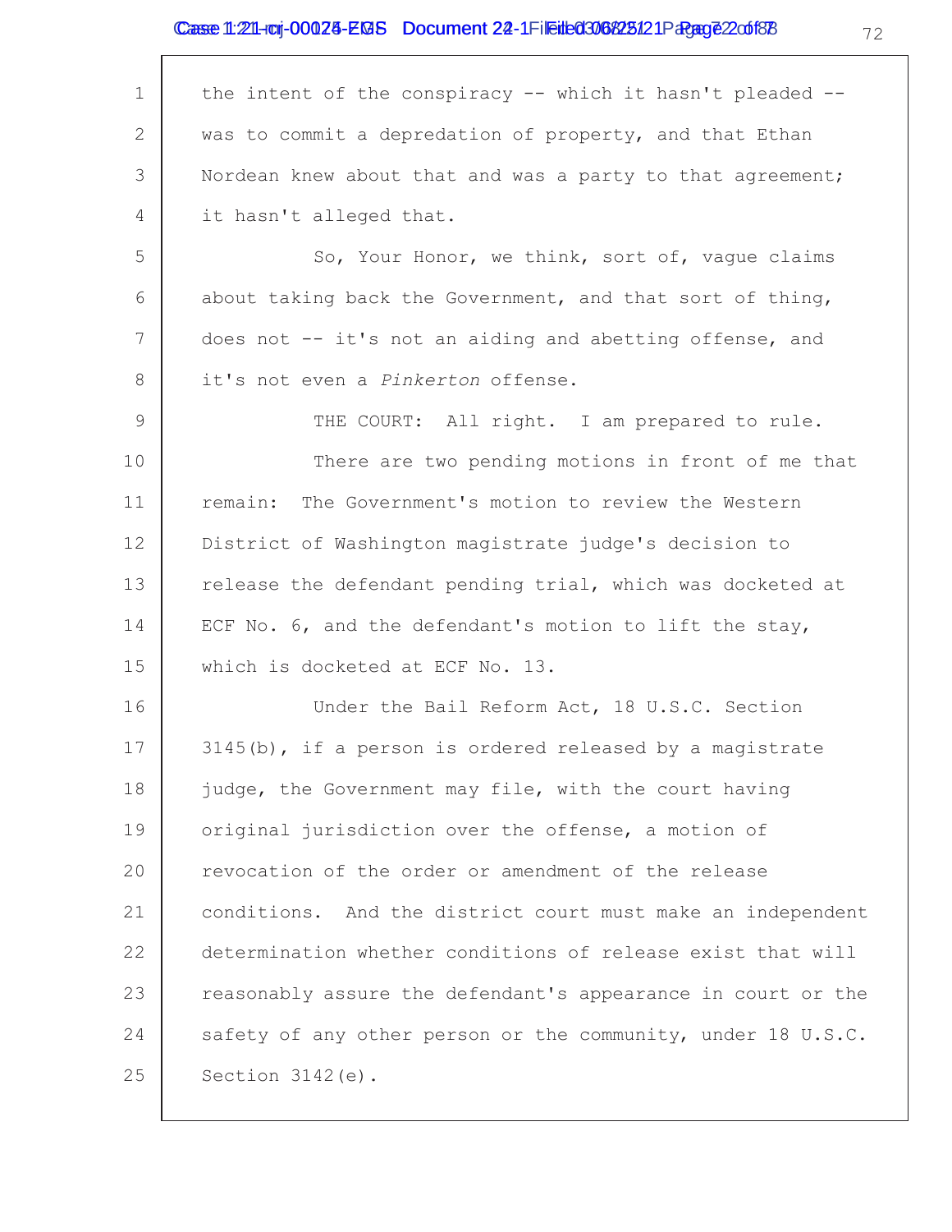the intent of the conspiracy -- which it hasn't pleaded -- was to commit a depredation of property, and that Ethan Nordean knew about that and was a party to that agreement; it hasn't alleged that.

So, Your Honor, we think, sort of, vague claims about taking back the Government, and that sort of thing, does not -- it's not an aiding and abetting offense, and it's not even a *Pinkerton* offense.

THE COURT: All right. I am prepared to rule.

There are two pending motions in front of me that remain: The Government's motion to review the Western District of Washington magistrate judge's decision to release the defendant pending trial, which was docketed at ECF No. 6, and the defendant's motion to lift the stay, which is docketed at ECF No. 13.

Under the Bail Reform Act, 18 U.S.C. Section 3145(b), if a person is ordered released by a magistrate judge, the Government may file, with the court having original jurisdiction over the offense, a motion of revocation of the order or amendment of the release conditions. And the district court must make an independent determination whether conditions of release exist that will reasonably assure the defendant's appearance in court or the safety of any other person or the community, under 18 U.S.C. Section 3142(e).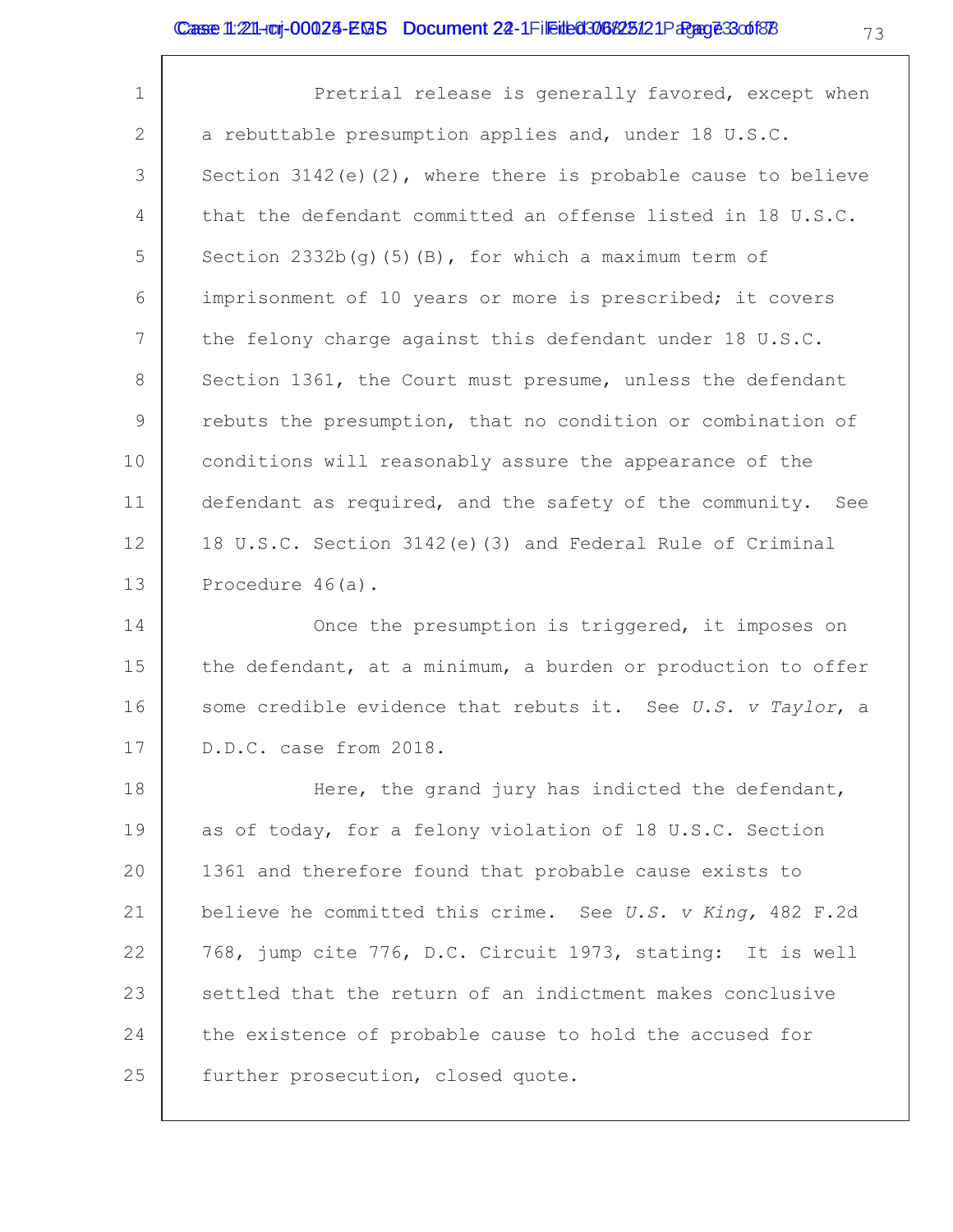Pretrial release is generally favored, except when a rebuttable presumption applies and, under 18 U.S.C. Section 3142(e)(2), where there is probable cause to believe that the defendant committed an offense listed in 18 U.S.C. Section 2332b(g)(5)(B), for which a maximum term of imprisonment of 10 years or more is prescribed; it covers the felony charge against this defendant under 18 U.S.C. Section 1361, the Court must presume, unless the defendant rebuts the presumption, that no condition or combination of conditions will reasonably assure the appearance of the defendant as required, and the safety of the community. See 18 U.S.C. Section 3142(e)(3) and Federal Rule of Criminal Procedure 46(a).

Once the presumption is triggered, it imposes on the defendant, at a minimum, a burden or production to offer some credible evidence that rebuts it. See *U.S. v Taylor*, a D.D.C. case from 2018.

Here, the grand jury has indicted the defendant, as of today, for a felony violation of 18 U.S.C. Section 1361 and therefore found that probable cause exists to believe he committed this crime. See *U.S. v King,* 482 F.2d 768, jump cite 776, D.C. Circuit 1973, stating: It is well settled that the return of an indictment makes conclusive the existence of probable cause to hold the accused for further prosecution, closed quote.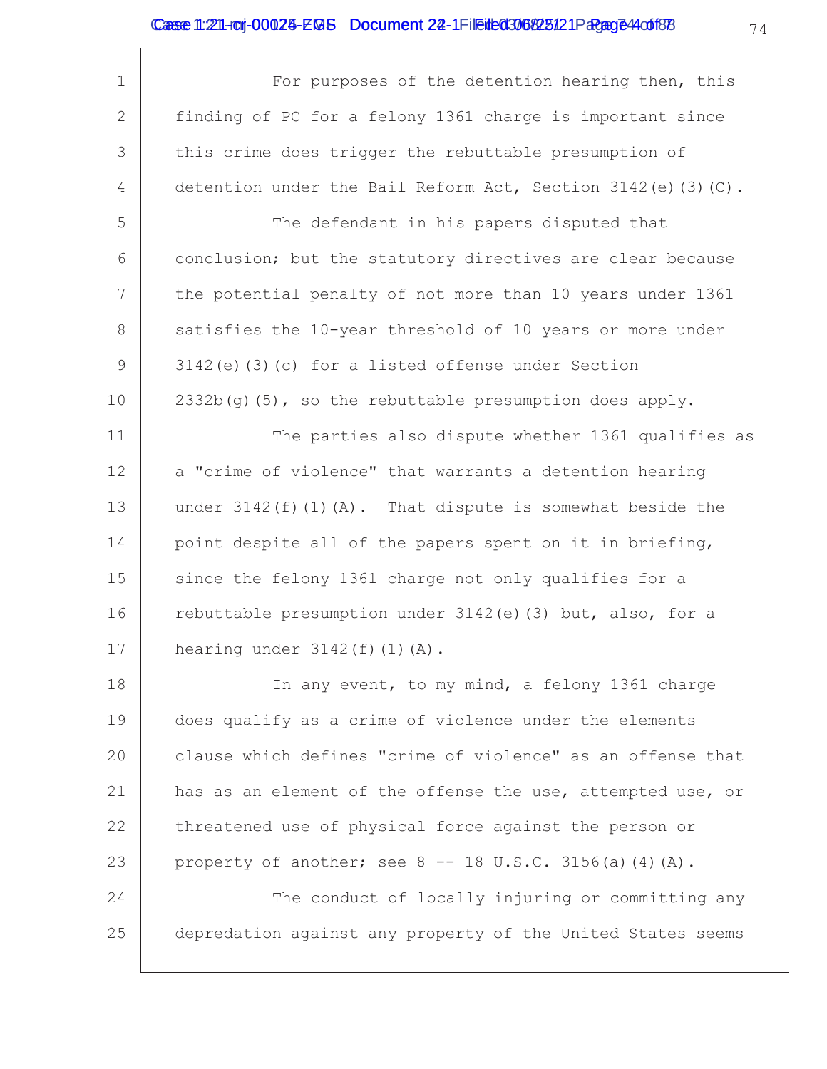For purposes of the detention hearing then, this finding of PC for a felony 1361 charge is important since this crime does trigger the rebuttable presumption of detention under the Bail Reform Act, Section 3142(e)(3)(C).

The defendant in his papers disputed that conclusion; but the statutory directives are clear because the potential penalty of not more than 10 years under 1361 satisfies the 10-year threshold of 10 years or more under 3142(e)(3)(c) for a listed offense under Section 2332b(g)(5), so the rebuttable presumption does apply.

The parties also dispute whether 1361 qualifies as a "crime of violence" that warrants a detention hearing under 3142(f)(1)(A). That dispute is somewhat beside the point despite all of the papers spent on it in briefing, since the felony 1361 charge not only qualifies for a rebuttable presumption under 3142(e)(3) but, also, for a hearing under 3142(f)(1)(A).

In any event, to my mind, a felony 1361 charge does qualify as a crime of violence under the elements clause which defines "crime of violence" as an offense that has as an element of the offense the use, attempted use, or threatened use of physical force against the person or property of another; see 8 -- 18 U.S.C. 3156(a)(4)(A).

The conduct of locally injuring or committing any depredation against any property of the United States seems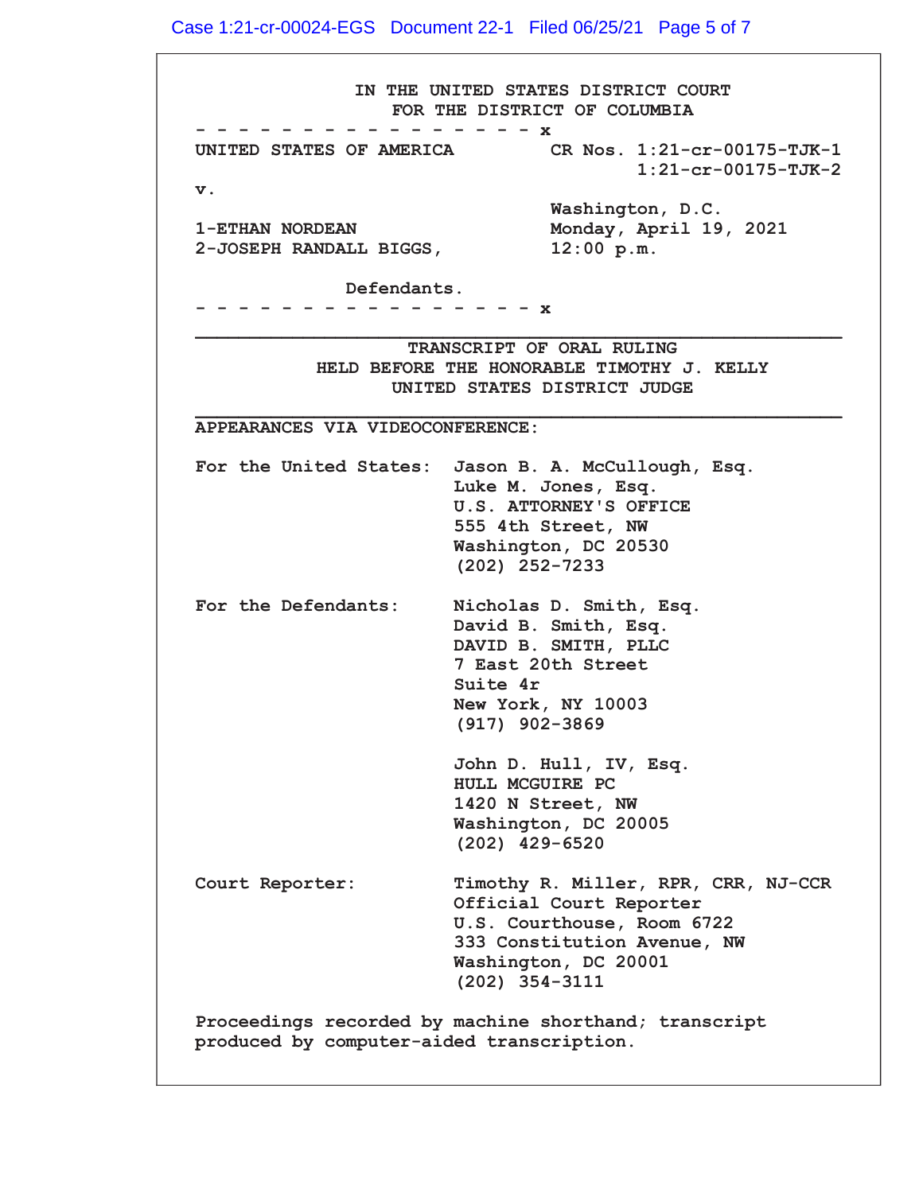IN THE UNITED STATES DISTRICT COURT
FOR THE DISTRICT OF COLUMBIA

- - - - - - - - - - - - - - - - - x

UNITED STATES OF AMERICA          CR Nos. 1:21-cr-00175-TJK-1
                                                   1:21-cr-00175-TJK-2

v.

Washington, D.C.
Monday, April 19, 2021
12:00 p.m.

1-ETHAN NORDEAN
2-JOSEPH RANDALL BIGGS,

Defendants.

- - - - - - - - - - - - - - - - - x

---

TRANSCRIPT OF ORAL RULING
HELD BEFORE THE HONORABLE TIMOTHY J. KELLY
UNITED STATES DISTRICT JUDGE

---

APPEARANCES VIA VIDEOCONFERENCE:

For the United States: Jason B. A. McCullough, Esq.
Luke M. Jones, Esq.
U.S. ATTORNEY'S OFFICE
555 4th Street, NW
Washington, DC 20530
(202) 252-7233

For the Defendants: Nicholas D. Smith, Esq.
David B. Smith, Esq.
DAVID B. SMITH, PLLC
7 East 20th Street
Suite 4r
New York, NY 10003
(917) 902-3869

John D. Hull, IV, Esq.
HULL MCGUIRE PC
1420 N Street, NW
Washington, DC 20005
(202) 429-6520

Court Reporter: Timothy R. Miller, RPR, CRR, NJ-CCR
Official Court Reporter
U.S. Courthouse, Room 6722
333 Constitution Avenue, NW
Washington, DC 20001
(202) 354-3111

Proceedings recorded by machine shorthand; transcript produced by computer-aided transcription.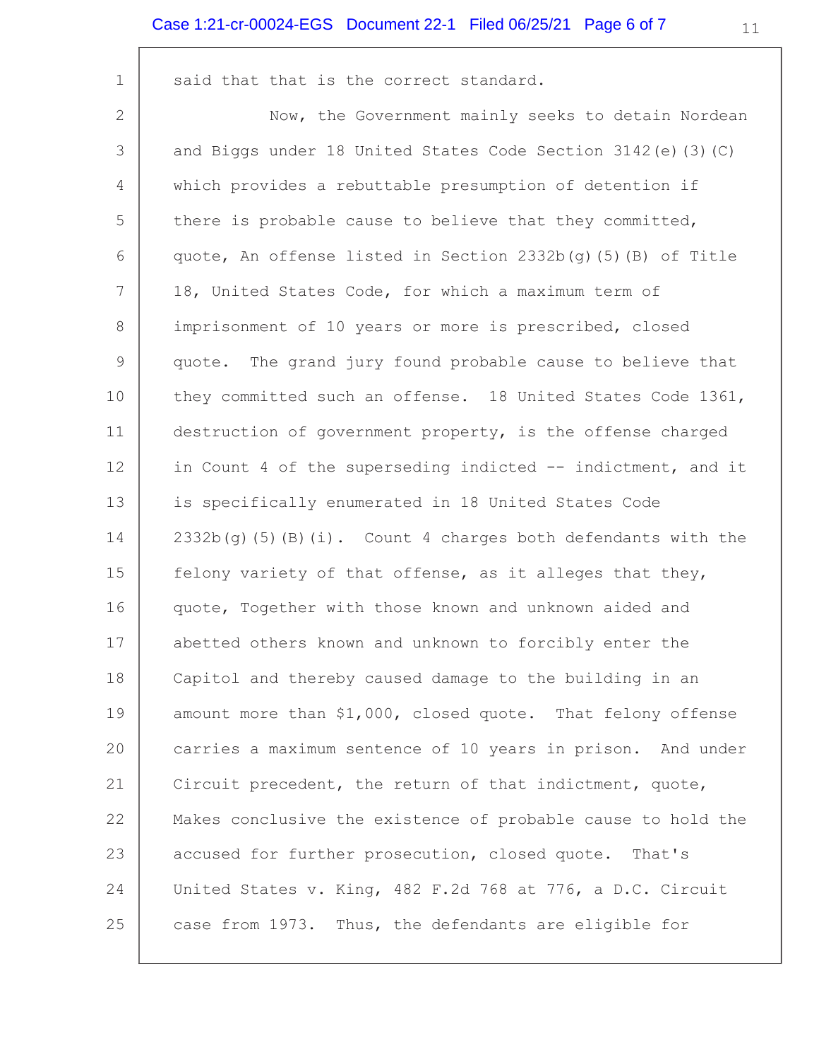said that that is the correct standard.

Now, the Government mainly seeks to detain Nordean and Biggs under 18 United States Code Section 3142(e)(3)(C) which provides a rebuttable presumption of detention if there is probable cause to believe that they committed, quote, An offense listed in Section 2332b(g)(5)(B) of Title 18, United States Code, for which a maximum term of imprisonment of 10 years or more is prescribed, closed quote. The grand jury found probable cause to believe that they committed such an offense. 18 United States Code 1361, destruction of government property, is the offense charged in Count 4 of the superseding indicted -- indictment, and it is specifically enumerated in 18 United States Code 2332b(g)(5)(B)(i). Count 4 charges both defendants with the felony variety of that offense, as it alleges that they, quote, Together with those known and unknown aided and abetted others known and unknown to forcibly enter the Capitol and thereby caused damage to the building in an amount more than $1,000, closed quote. That felony offense carries a maximum sentence of 10 years in prison. And under Circuit precedent, the return of that indictment, quote, Makes conclusive the existence of probable cause to hold the accused for further prosecution, closed quote. That's United States v. King, 482 F.2d 768 at 776, a D.C. Circuit case from 1973. Thus, the defendants are eligible for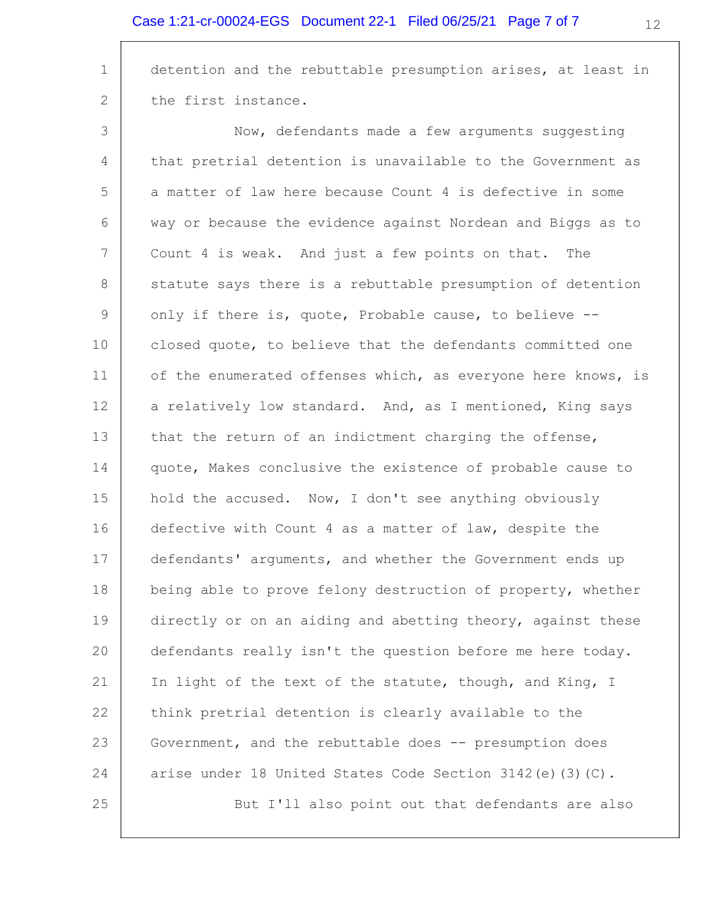detention and the rebuttable presumption arises, at least in the first instance.

Now, defendants made a few arguments suggesting that pretrial detention is unavailable to the Government as a matter of law here because Count 4 is defective in some way or because the evidence against Nordean and Biggs as to Count 4 is weak. And just a few points on that. The statute says there is a rebuttable presumption of detention only if there is, quote, Probable cause, to believe -- closed quote, to believe that the defendants committed one of the enumerated offenses which, as everyone here knows, is a relatively low standard. And, as I mentioned, King says that the return of an indictment charging the offense, quote, Makes conclusive the existence of probable cause to hold the accused. Now, I don't see anything obviously defective with Count 4 as a matter of law, despite the defendants' arguments, and whether the Government ends up being able to prove felony destruction of property, whether directly or on an aiding and abetting theory, against these defendants really isn't the question before me here today. In light of the text of the statute, though, and King, I think pretrial detention is clearly available to the Government, and the rebuttable does -- presumption does arise under 18 United States Code Section 3142(e)(3)(C).

But I'll also point out that defendants are also